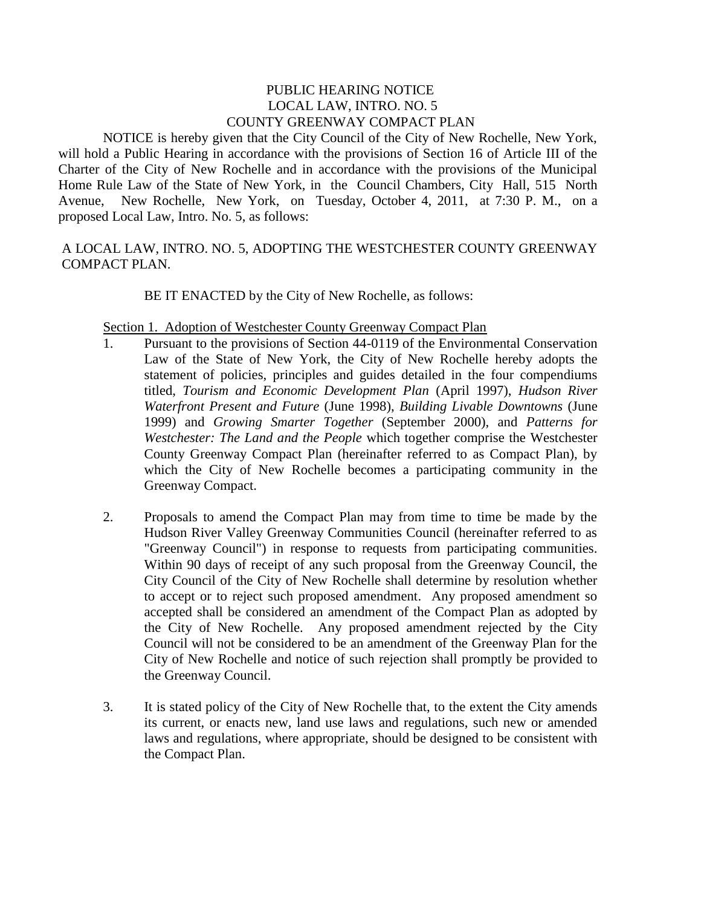# PUBLIC HEARING NOTICE
## LOCAL LAW, INTRO. NO. 5
## COUNTY GREENWAY COMPACT PLAN

NOTICE is hereby given that the City Council of the City of New Rochelle, New York, will hold a Public Hearing in accordance with the provisions of Section 16 of Article III of the Charter of the City of New Rochelle and in accordance with the provisions of the Municipal Home Rule Law of the State of New York, in the Council Chambers, City Hall, 515 North Avenue, New Rochelle, New York, on Tuesday, October 4, 2011, at 7:30 P. M., on a proposed Local Law, Intro. No. 5, as follows:

A LOCAL LAW, INTRO. NO. 5, ADOPTING THE WESTCHESTER COUNTY GREENWAY COMPACT PLAN.

BE IT ENACTED by the City of New Rochelle, as follows:

Section 1. Adoption of Westchester County Greenway Compact Plan

1. Pursuant to the provisions of Section 44-0119 of the Environmental Conservation Law of the State of New York, the City of New Rochelle hereby adopts the statement of policies, principles and guides detailed in the four compendiums titled, *Tourism and Economic Development Plan* (April 1997), *Hudson River Waterfront Present and Future* (June 1998), *Building Livable Downtowns* (June 1999) and *Growing Smarter Together* (September 2000), and *Patterns for Westchester: The Land and the People* which together comprise the Westchester County Greenway Compact Plan (hereinafter referred to as Compact Plan), by which the City of New Rochelle becomes a participating community in the Greenway Compact.

2. Proposals to amend the Compact Plan may from time to time be made by the Hudson River Valley Greenway Communities Council (hereinafter referred to as "Greenway Council") in response to requests from participating communities. Within 90 days of receipt of any such proposal from the Greenway Council, the City Council of the City of New Rochelle shall determine by resolution whether to accept or to reject such proposed amendment. Any proposed amendment so accepted shall be considered an amendment of the Compact Plan as adopted by the City of New Rochelle. Any proposed amendment rejected by the City Council will not be considered to be an amendment of the Greenway Plan for the City of New Rochelle and notice of such rejection shall promptly be provided to the Greenway Council.

3. It is stated policy of the City of New Rochelle that, to the extent the City amends its current, or enacts new, land use laws and regulations, such new or amended laws and regulations, where appropriate, should be designed to be consistent with the Compact Plan.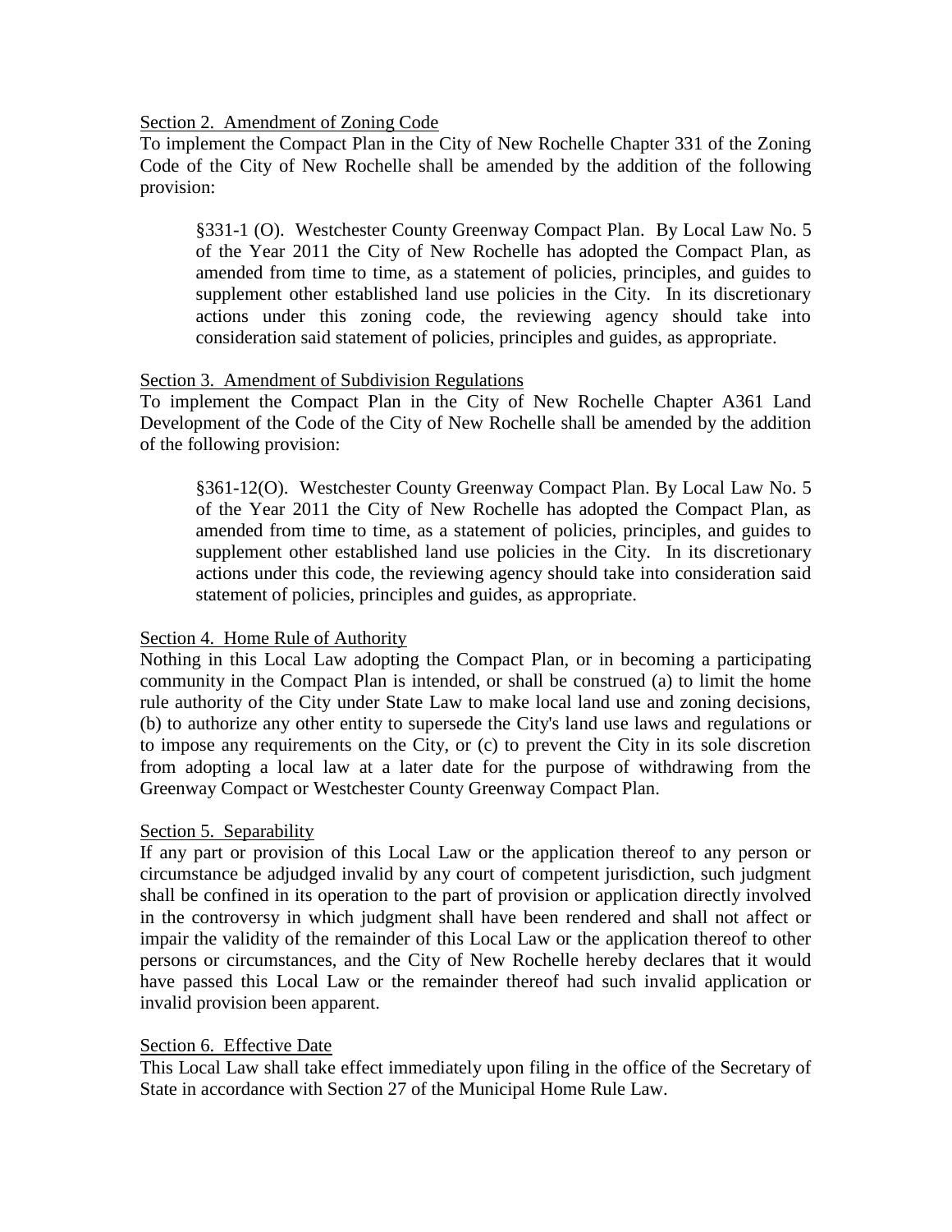Section 2. Amendment of Zoning Code

To implement the Compact Plan in the City of New Rochelle Chapter 331 of the Zoning Code of the City of New Rochelle shall be amended by the addition of the following provision:

> §331-1 (O). Westchester County Greenway Compact Plan. By Local Law No. 5 of the Year 2011 the City of New Rochelle has adopted the Compact Plan, as amended from time to time, as a statement of policies, principles, and guides to supplement other established land use policies in the City. In its discretionary actions under this zoning code, the reviewing agency should take into consideration said statement of policies, principles and guides, as appropriate.

Section 3. Amendment of Subdivision Regulations

To implement the Compact Plan in the City of New Rochelle Chapter A361 Land Development of the Code of the City of New Rochelle shall be amended by the addition of the following provision:

> §361-12(O). Westchester County Greenway Compact Plan. By Local Law No. 5 of the Year 2011 the City of New Rochelle has adopted the Compact Plan, as amended from time to time, as a statement of policies, principles, and guides to supplement other established land use policies in the City. In its discretionary actions under this code, the reviewing agency should take into consideration said statement of policies, principles and guides, as appropriate.

Section 4. Home Rule of Authority

Nothing in this Local Law adopting the Compact Plan, or in becoming a participating community in the Compact Plan is intended, or shall be construed (a) to limit the home rule authority of the City under State Law to make local land use and zoning decisions, (b) to authorize any other entity to supersede the City's land use laws and regulations or to impose any requirements on the City, or (c) to prevent the City in its sole discretion from adopting a local law at a later date for the purpose of withdrawing from the Greenway Compact or Westchester County Greenway Compact Plan.

Section 5. Separability

If any part or provision of this Local Law or the application thereof to any person or circumstance be adjudged invalid by any court of competent jurisdiction, such judgment shall be confined in its operation to the part of provision or application directly involved in the controversy in which judgment shall have been rendered and shall not affect or impair the validity of the remainder of this Local Law or the application thereof to other persons or circumstances, and the City of New Rochelle hereby declares that it would have passed this Local Law or the remainder thereof had such invalid application or invalid provision been apparent.

Section 6. Effective Date

This Local Law shall take effect immediately upon filing in the office of the Secretary of State in accordance with Section 27 of the Municipal Home Rule Law.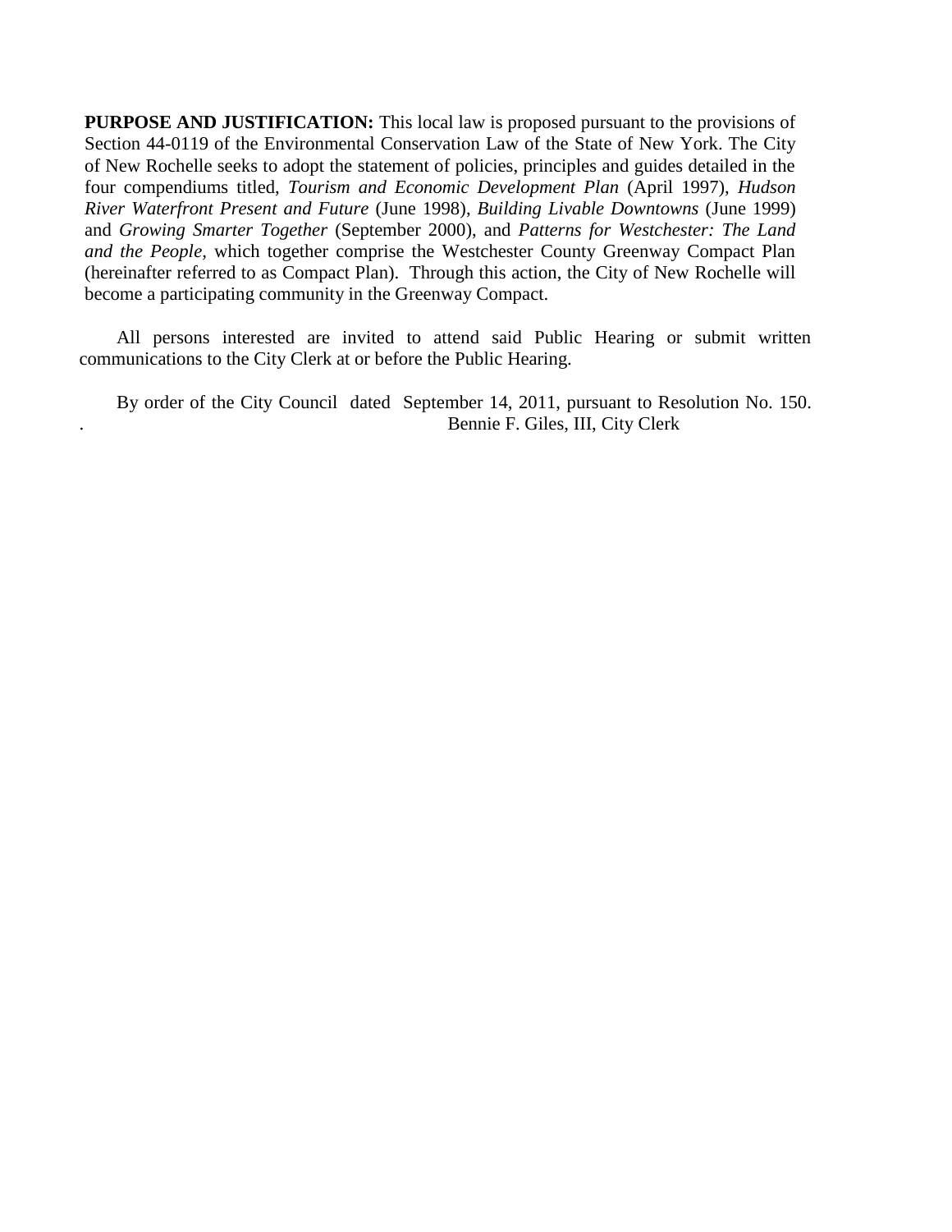**PURPOSE AND JUSTIFICATION:** This local law is proposed pursuant to the provisions of Section 44-0119 of the Environmental Conservation Law of the State of New York. The City of New Rochelle seeks to adopt the statement of policies, principles and guides detailed in the four compendiums titled, *Tourism and Economic Development Plan* (April 1997), *Hudson River Waterfront Present and Future* (June 1998), *Building Livable Downtowns* (June 1999) and *Growing Smarter Together* (September 2000), and *Patterns for Westchester: The Land and the People,* which together comprise the Westchester County Greenway Compact Plan (hereinafter referred to as Compact Plan). Through this action, the City of New Rochelle will become a participating community in the Greenway Compact.

All persons interested are invited to attend said Public Hearing or submit written communications to the City Clerk at or before the Public Hearing.

By order of the City Council dated September 14, 2011, pursuant to Resolution No. 150.

Bennie F. Giles, III, City Clerk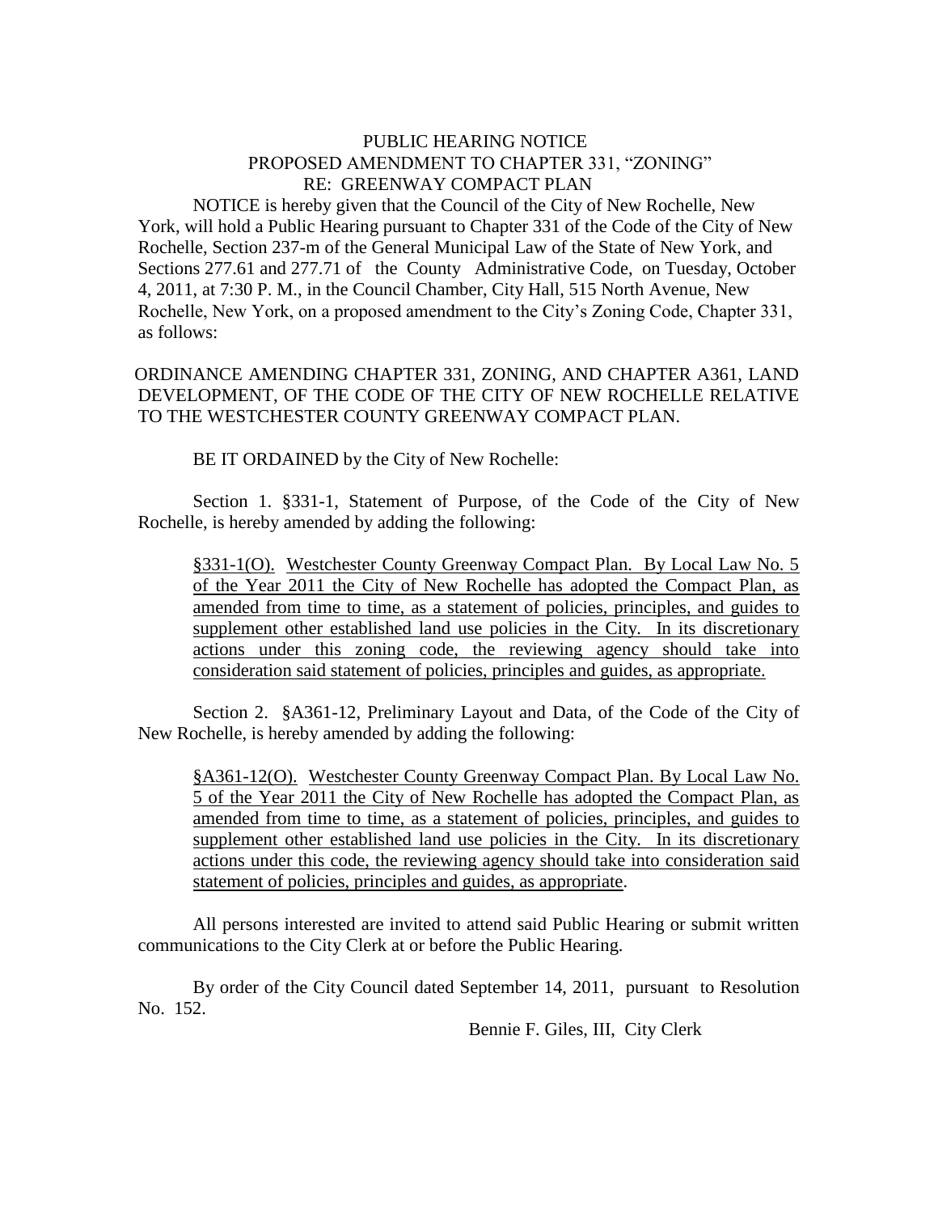# PUBLIC HEARING NOTICE
## PROPOSED AMENDMENT TO CHAPTER 331, "ZONING"
## RE: GREENWAY COMPACT PLAN

NOTICE is hereby given that the Council of the City of New Rochelle, New York, will hold a Public Hearing pursuant to Chapter 331 of the Code of the City of New Rochelle, Section 237-m of the General Municipal Law of the State of New York, and Sections 277.61 and 277.71 of the County Administrative Code, on Tuesday, October 4, 2011, at 7:30 P. M., in the Council Chamber, City Hall, 515 North Avenue, New Rochelle, New York, on a proposed amendment to the City's Zoning Code, Chapter 331, as follows:

ORDINANCE AMENDING CHAPTER 331, ZONING, AND CHAPTER A361, LAND DEVELOPMENT, OF THE CODE OF THE CITY OF NEW ROCHELLE RELATIVE TO THE WESTCHESTER COUNTY GREENWAY COMPACT PLAN.

BE IT ORDAINED by the City of New Rochelle:

Section 1. §331-1, Statement of Purpose, of the Code of the City of New Rochelle, is hereby amended by adding the following:

> <u>§331-1(O).</u> <u>Westchester County Greenway Compact Plan. By Local Law No. 5 of the Year 2011 the City of New Rochelle has adopted the Compact Plan, as amended from time to time, as a statement of policies, principles, and guides to supplement other established land use policies in the City. In its discretionary actions under this zoning code, the reviewing agency should take into consideration said statement of policies, principles and guides, as appropriate.</u>

Section 2. §A361-12, Preliminary Layout and Data, of the Code of the City of New Rochelle, is hereby amended by adding the following:

> <u>§A361-12(O).</u> <u>Westchester County Greenway Compact Plan. By Local Law No. 5 of the Year 2011 the City of New Rochelle has adopted the Compact Plan, as amended from time to time, as a statement of policies, principles, and guides to supplement other established land use policies in the City. In its discretionary actions under this code, the reviewing agency should take into consideration said statement of policies, principles and guides, as appropriate</u>.

All persons interested are invited to attend said Public Hearing or submit written communications to the City Clerk at or before the Public Hearing.

By order of the City Council dated September 14, 2011, pursuant to Resolution No. 152.

Bennie F. Giles, III, City Clerk